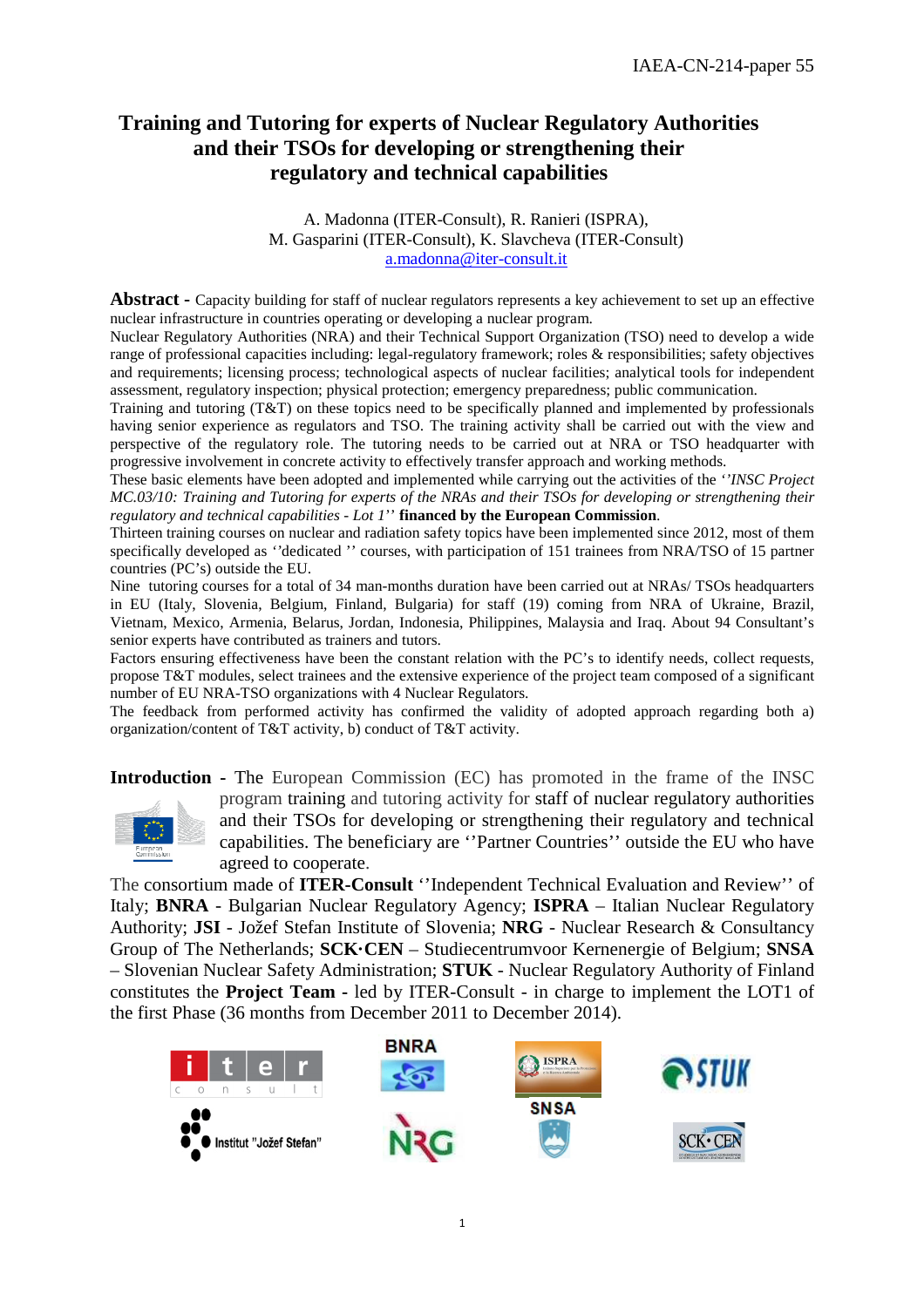IAEA-CN-214-paper 55

# Training and Tutoring for experts of Nuclear Regulatory Authorities and their TSOs for developing or strengthening their regulatory and technical capabilities

A. Madonna (ITER-Consult), R. Ranieri (ISPRA),
M. Gasparini (ITER-Consult), K. Slavcheva (ITER-Consult)
a.madonna@iter-consult.it

**Abstract -** Capacity building for staff of nuclear regulators represents a key achievement to set up an effective nuclear infrastructure in countries operating or developing a nuclear program.
Nuclear Regulatory Authorities (NRA) and their Technical Support Organization (TSO) need to develop a wide range of professional capacities including: legal-regulatory framework; roles & responsibilities; safety objectives and requirements; licensing process; technological aspects of nuclear facilities; analytical tools for independent assessment, regulatory inspection; physical protection; emergency preparedness; public communication.
Training and tutoring (T&T) on these topics need to be specifically planned and implemented by professionals having senior experience as regulators and TSO. The training activity shall be carried out with the view and perspective of the regulatory role. The tutoring needs to be carried out at NRA or TSO headquarter with progressive involvement in concrete activity to effectively transfer approach and working methods.
These basic elements have been adopted and implemented while carrying out the activities of the *''INSC Project MC.03/10: Training and Tutoring for experts of the NRAs and their TSOs for developing or strengthening their regulatory and technical capabilities - Lot 1''* **financed by the European Commission**.
Thirteen training courses on nuclear and radiation safety topics have been implemented since 2012, most of them specifically developed as ''dedicated '' courses, with participation of 151 trainees from NRA/TSO of 15 partner countries (PC's) outside the EU.
Nine tutoring courses for a total of 34 man-months duration have been carried out at NRAs/ TSOs headquarters in EU (Italy, Slovenia, Belgium, Finland, Bulgaria) for staff (19) coming from NRA of Ukraine, Brazil, Vietnam, Mexico, Armenia, Belarus, Jordan, Indonesia, Philippines, Malaysia and Iraq. About 94 Consultant's senior experts have contributed as trainers and tutors.
Factors ensuring effectiveness have been the constant relation with the PC's to identify needs, collect requests, propose T&T modules, select trainees and the extensive experience of the project team composed of a significant number of EU NRA-TSO organizations with 4 Nuclear Regulators.
The feedback from performed activity has confirmed the validity of adopted approach regarding both a) organization/content of T&T activity, b) conduct of T&T activity.

**Introduction -** The European Commission (EC) has promoted in the frame of the INSC program training and tutoring activity for staff of nuclear regulatory authorities and their TSOs for developing or strengthening their regulatory and technical capabilities. The beneficiary are ''Partner Countries'' outside the EU who have agreed to cooperate.

The consortium made of **ITER-Consult** ''Independent Technical Evaluation and Review'' of Italy; **BNRA** - Bulgarian Nuclear Regulatory Agency; **ISPRA** – Italian Nuclear Regulatory Authority; **JSI** - Jožef Stefan Institute of Slovenia; **NRG** - Nuclear Research & Consultancy Group of The Netherlands; **SCK·CEN** – Studiecentrumvoor Kernenergie of Belgium; **SNSA** – Slovenian Nuclear Safety Administration; **STUK** - Nuclear Regulatory Authority of Finland constitutes the **Project Team -** led by ITER-Consult - in charge to implement the LOT1 of the first Phase (36 months from December 2011 to December 2014).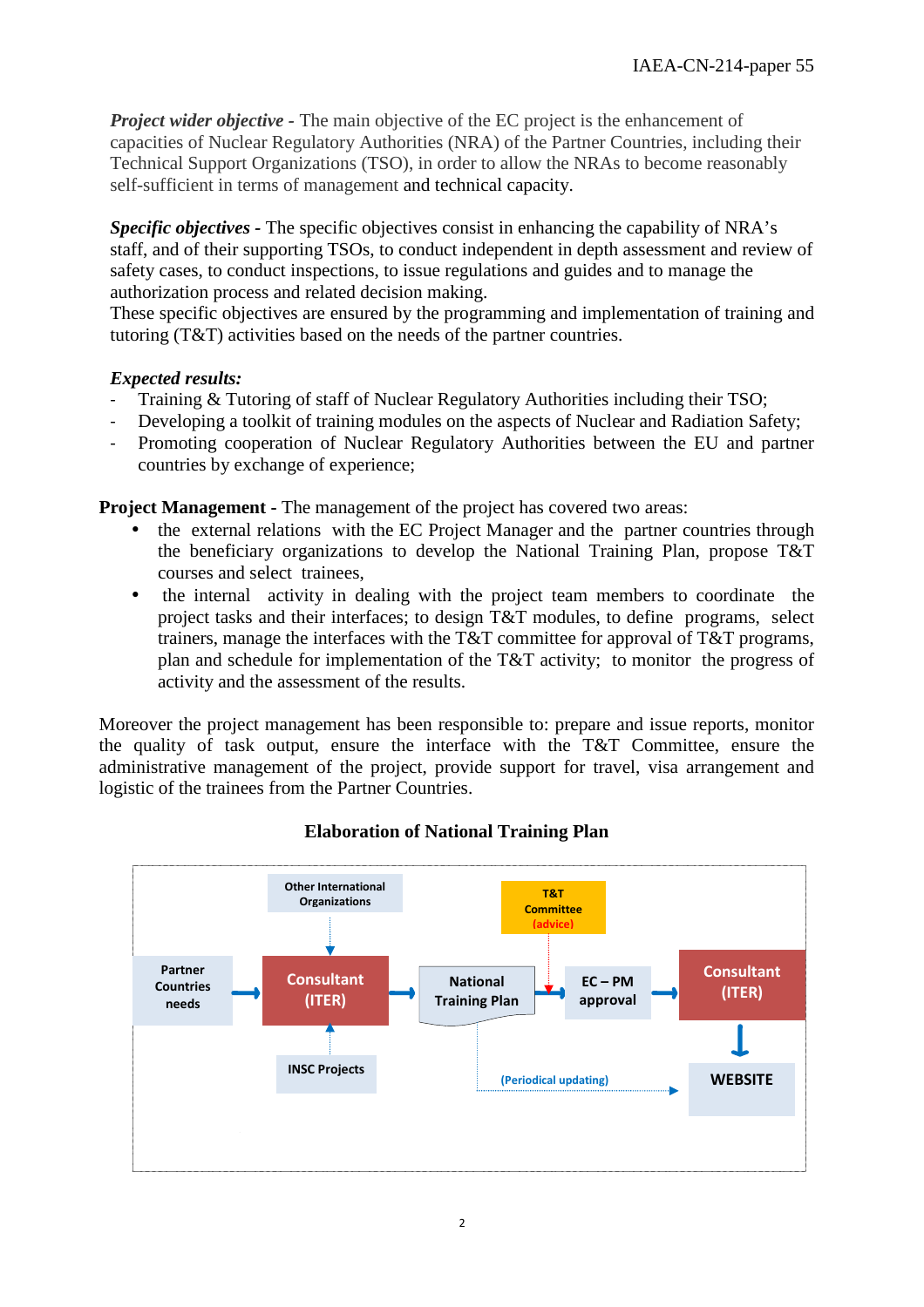***Project wider objective*** - The main objective of the EC project is the enhancement of capacities of Nuclear Regulatory Authorities (NRA) of the Partner Countries, including their Technical Support Organizations (TSO), in order to allow the NRAs to become reasonably self-sufficient in terms of management and technical capacity.

***Specific objectives*** - The specific objectives consist in enhancing the capability of NRA's staff, and of their supporting TSOs, to conduct independent in depth assessment and review of safety cases, to conduct inspections, to issue regulations and guides and to manage the authorization process and related decision making.
These specific objectives are ensured by the programming and implementation of training and tutoring (T&T) activities based on the needs of the partner countries.

***Expected results:***

- Training & Tutoring of staff of Nuclear Regulatory Authorities including their TSO;
- Developing a toolkit of training modules on the aspects of Nuclear and Radiation Safety;
- Promoting cooperation of Nuclear Regulatory Authorities between the EU and partner countries by exchange of experience;

**Project Management** - The management of the project has covered two areas:

- the external relations with the EC Project Manager and the partner countries through the beneficiary organizations to develop the National Training Plan, propose T&T courses and select trainees,
- the internal activity in dealing with the project team members to coordinate the project tasks and their interfaces; to design T&T modules, to define programs, select trainers, manage the interfaces with the T&T committee for approval of T&T programs, plan and schedule for implementation of the T&T activity; to monitor the progress of activity and the assessment of the results.

Moreover the project management has been responsible to: prepare and issue reports, monitor the quality of task output, ensure the interface with the T&T Committee, ensure the administrative management of the project, provide support for travel, visa arrangement and logistic of the trainees from the Partner Countries.

**Elaboration of National Training Plan**

Other International Organizations → Consultant (ITER)
Partner Countries needs → Consultant (ITER)
INSC Projects → Consultant (ITER)
Consultant (ITER) → National Training Plan → EC – PM approval → Consultant (ITER) → WEBSITE
T&T Committee (advice) → EC – PM approval
National Training Plan → (Periodical updating) → WEBSITE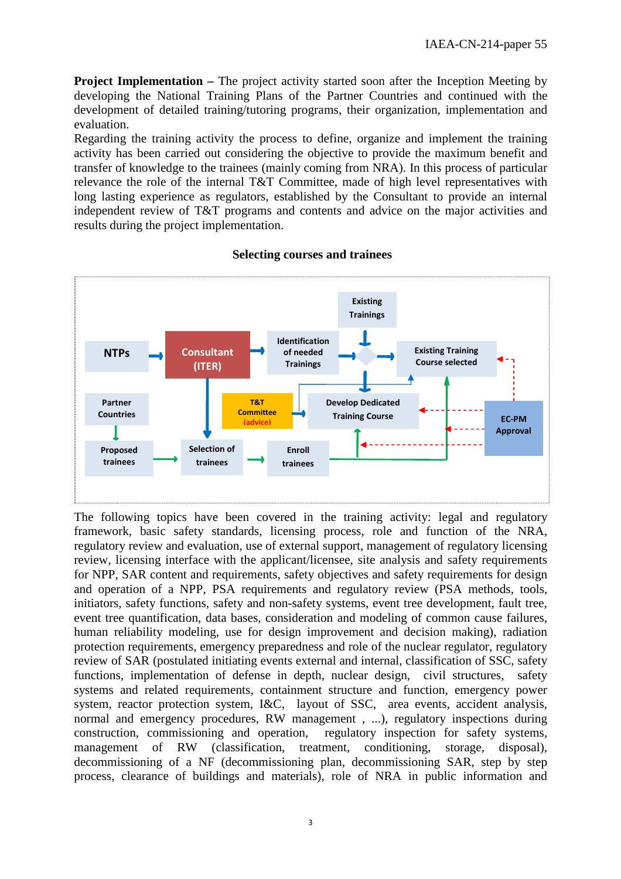**Project Implementation –** The project activity started soon after the Inception Meeting by developing the National Training Plans of the Partner Countries and continued with the development of detailed training/tutoring programs, their organization, implementation and evaluation.

Regarding the training activity the process to define, organize and implement the training activity has been carried out considering the objective to provide the maximum benefit and transfer of knowledge to the trainees (mainly coming from NRA). In this process of particular relevance the role of the internal T&T Committee, made of high level representatives with long lasting experience as regulators, established by the Consultant to provide an internal independent review of T&T programs and contents and advice on the major activities and results during the project implementation.

**Selecting courses and trainees**

NTPs → Consultant (ITER) → Identification of needed Trainings → ◇ → Existing Training Course selected

Existing Trainings → ◇ → Develop Dedicated Training Course

T&T Committee (advice) → Develop Dedicated Training Course

Partner Countries → Proposed trainees → Selection of trainees → Enroll trainees

EC-PM Approval

The following topics have been covered in the training activity: legal and regulatory framework, basic safety standards, licensing process, role and function of the NRA, regulatory review and evaluation, use of external support, management of regulatory licensing review, licensing interface with the applicant/licensee, site analysis and safety requirements for NPP, SAR content and requirements, safety objectives and safety requirements for design and operation of a NPP, PSA requirements and regulatory review (PSA methods, tools, initiators, safety functions, safety and non-safety systems, event tree development, fault tree, event tree quantification, data bases, consideration and modeling of common cause failures, human reliability modeling, use for design improvement and decision making), radiation protection requirements, emergency preparedness and role of the nuclear regulator, regulatory review of SAR (postulated initiating events external and internal, classification of SSC, safety functions, implementation of defense in depth, nuclear design, civil structures, safety systems and related requirements, containment structure and function, emergency power system, reactor protection system, I&C, layout of SSC, area events, accident analysis, normal and emergency procedures, RW management , ...), regulatory inspections during construction, commissioning and operation, regulatory inspection for safety systems, management of RW (classification, treatment, conditioning, storage, disposal), decommissioning of a NF (decommissioning plan, decommissioning SAR, step by step process, clearance of buildings and materials), role of NRA in public information and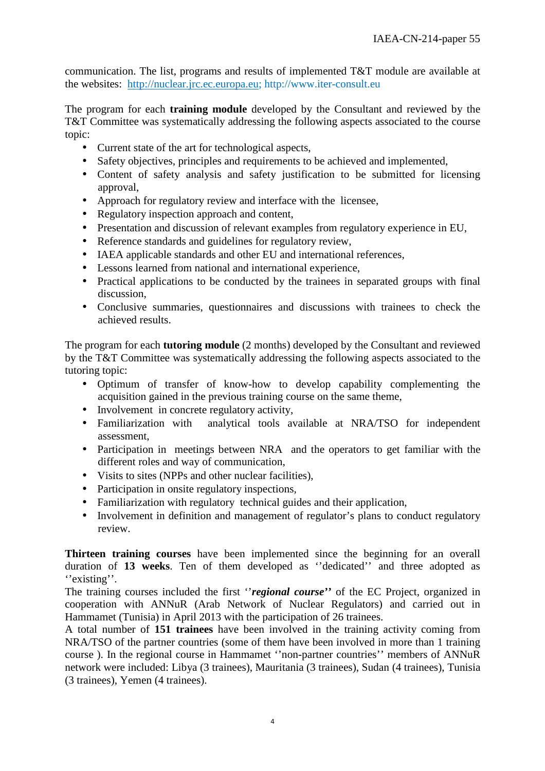communication. The list, programs and results of implemented T&T module are available at the websites: http://nuclear.jrc.ec.europa.eu; http://www.iter-consult.eu

The program for each **training module** developed by the Consultant and reviewed by the T&T Committee was systematically addressing the following aspects associated to the course topic:

- Current state of the art for technological aspects,
- Safety objectives, principles and requirements to be achieved and implemented,
- Content of safety analysis and safety justification to be submitted for licensing approval,
- Approach for regulatory review and interface with the licensee,
- Regulatory inspection approach and content,
- Presentation and discussion of relevant examples from regulatory experience in EU,
- Reference standards and guidelines for regulatory review,
- IAEA applicable standards and other EU and international references,
- Lessons learned from national and international experience,
- Practical applications to be conducted by the trainees in separated groups with final discussion,
- Conclusive summaries, questionnaires and discussions with trainees to check the achieved results.

The program for each **tutoring module** (2 months) developed by the Consultant and reviewed by the T&T Committee was systematically addressing the following aspects associated to the tutoring topic:

- Optimum of transfer of know-how to develop capability complementing the acquisition gained in the previous training course on the same theme,
- Involvement in concrete regulatory activity,
- Familiarization with analytical tools available at NRA/TSO for independent assessment,
- Participation in meetings between NRA and the operators to get familiar with the different roles and way of communication,
- Visits to sites (NPPs and other nuclear facilities),
- Participation in onsite regulatory inspections,
- Familiarization with regulatory technical guides and their application,
- Involvement in definition and management of regulator's plans to conduct regulatory review.

**Thirteen training courses** have been implemented since the beginning for an overall duration of **13 weeks**. Ten of them developed as ''dedicated'' and three adopted as ''existing''.

The training courses included the first ''***regional course***'' of the EC Project, organized in cooperation with ANNuR (Arab Network of Nuclear Regulators) and carried out in Hammamet (Tunisia) in April 2013 with the participation of 26 trainees.

A total number of **151 trainees** have been involved in the training activity coming from NRA/TSO of the partner countries (some of them have been involved in more than 1 training course ). In the regional course in Hammamet ''non-partner countries'' members of ANNuR network were included: Libya (3 trainees), Mauritania (3 trainees), Sudan (4 trainees), Tunisia (3 trainees), Yemen (4 trainees).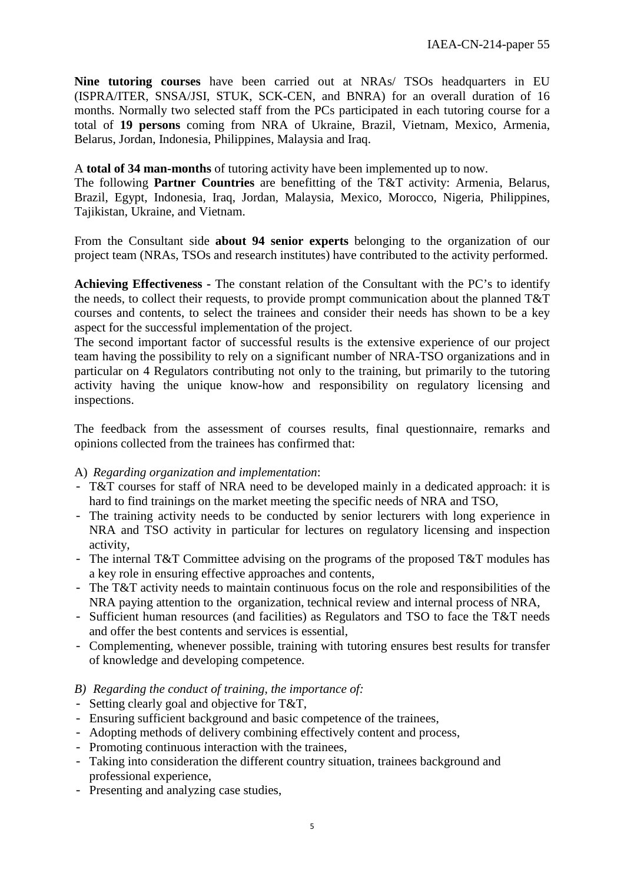**Nine tutoring courses** have been carried out at NRAs/ TSOs headquarters in EU (ISPRA/ITER, SNSA/JSI, STUK, SCK-CEN, and BNRA) for an overall duration of 16 months. Normally two selected staff from the PCs participated in each tutoring course for a total of **19 persons** coming from NRA of Ukraine, Brazil, Vietnam, Mexico, Armenia, Belarus, Jordan, Indonesia, Philippines, Malaysia and Iraq.

A **total of 34 man-months** of tutoring activity have been implemented up to now.
The following **Partner Countries** are benefitting of the T&T activity: Armenia, Belarus, Brazil, Egypt, Indonesia, Iraq, Jordan, Malaysia, Mexico, Morocco, Nigeria, Philippines, Tajikistan, Ukraine, and Vietnam.

From the Consultant side **about 94 senior experts** belonging to the organization of our project team (NRAs, TSOs and research institutes) have contributed to the activity performed.

**Achieving Effectiveness -** The constant relation of the Consultant with the PC's to identify the needs, to collect their requests, to provide prompt communication about the planned T&T courses and contents, to select the trainees and consider their needs has shown to be a key aspect for the successful implementation of the project.
The second important factor of successful results is the extensive experience of our project team having the possibility to rely on a significant number of NRA-TSO organizations and in particular on 4 Regulators contributing not only to the training, but primarily to the tutoring activity having the unique know-how and responsibility on regulatory licensing and inspections.

The feedback from the assessment of courses results, final questionnaire, remarks and opinions collected from the trainees has confirmed that:

A) *Regarding organization and implementation*:

- T&T courses for staff of NRA need to be developed mainly in a dedicated approach: it is hard to find trainings on the market meeting the specific needs of NRA and TSO,
- The training activity needs to be conducted by senior lecturers with long experience in NRA and TSO activity in particular for lectures on regulatory licensing and inspection activity,
- The internal T&T Committee advising on the programs of the proposed T&T modules has a key role in ensuring effective approaches and contents,
- The T&T activity needs to maintain continuous focus on the role and responsibilities of the NRA paying attention to the organization, technical review and internal process of NRA,
- Sufficient human resources (and facilities) as Regulators and TSO to face the T&T needs and offer the best contents and services is essential,
- Complementing, whenever possible, training with tutoring ensures best results for transfer of knowledge and developing competence.

*B) Regarding the conduct of training, the importance of:*

- Setting clearly goal and objective for T&T,
- Ensuring sufficient background and basic competence of the trainees,
- Adopting methods of delivery combining effectively content and process,
- Promoting continuous interaction with the trainees,
- Taking into consideration the different country situation, trainees background and professional experience,
- Presenting and analyzing case studies,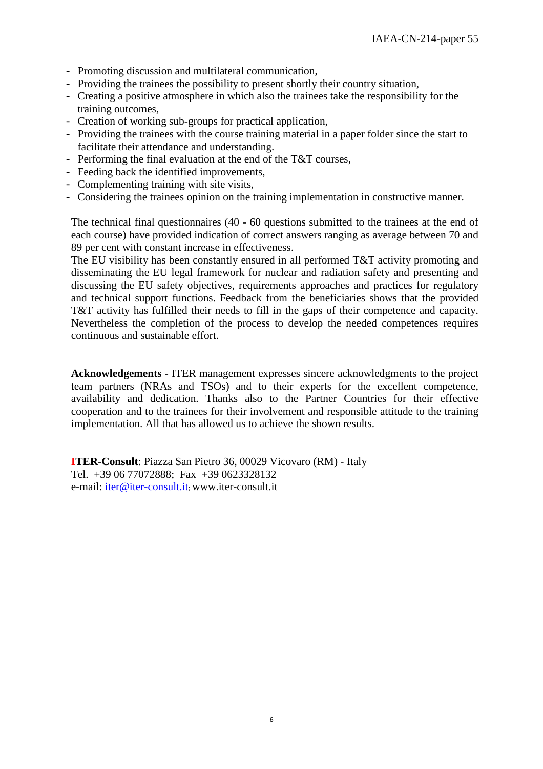- Promoting discussion and multilateral communication,
- Providing the trainees the possibility to present shortly their country situation,
- Creating a positive atmosphere in which also the trainees take the responsibility for the training outcomes,
- Creation of working sub-groups for practical application,
- Providing the trainees with the course training material in a paper folder since the start to facilitate their attendance and understanding.
- Performing the final evaluation at the end of the T&T courses,
- Feeding back the identified improvements,
- Complementing training with site visits,
- Considering the trainees opinion on the training implementation in constructive manner.

The technical final questionnaires (40 - 60 questions submitted to the trainees at the end of each course) have provided indication of correct answers ranging as average between 70 and 89 per cent with constant increase in effectiveness.
The EU visibility has been constantly ensured in all performed T&T activity promoting and disseminating the EU legal framework for nuclear and radiation safety and presenting and discussing the EU safety objectives, requirements approaches and practices for regulatory and technical support functions. Feedback from the beneficiaries shows that the provided T&T activity has fulfilled their needs to fill in the gaps of their competence and capacity. Nevertheless the completion of the process to develop the needed competences requires continuous and sustainable effort.

**Acknowledgements -** ITER management expresses sincere acknowledgments to the project team partners (NRAs and TSOs) and to their experts for the excellent competence, availability and dedication. Thanks also to the Partner Countries for their effective cooperation and to the trainees for their involvement and responsible attitude to the training implementation. All that has allowed us to achieve the shown results.

**ITER-Consult**: Piazza San Pietro 36, 00029 Vicovaro (RM) - Italy
Tel. +39 06 77072888; Fax +39 0623328132
e-mail: iter@iter-consult.it; www.iter-consult.it